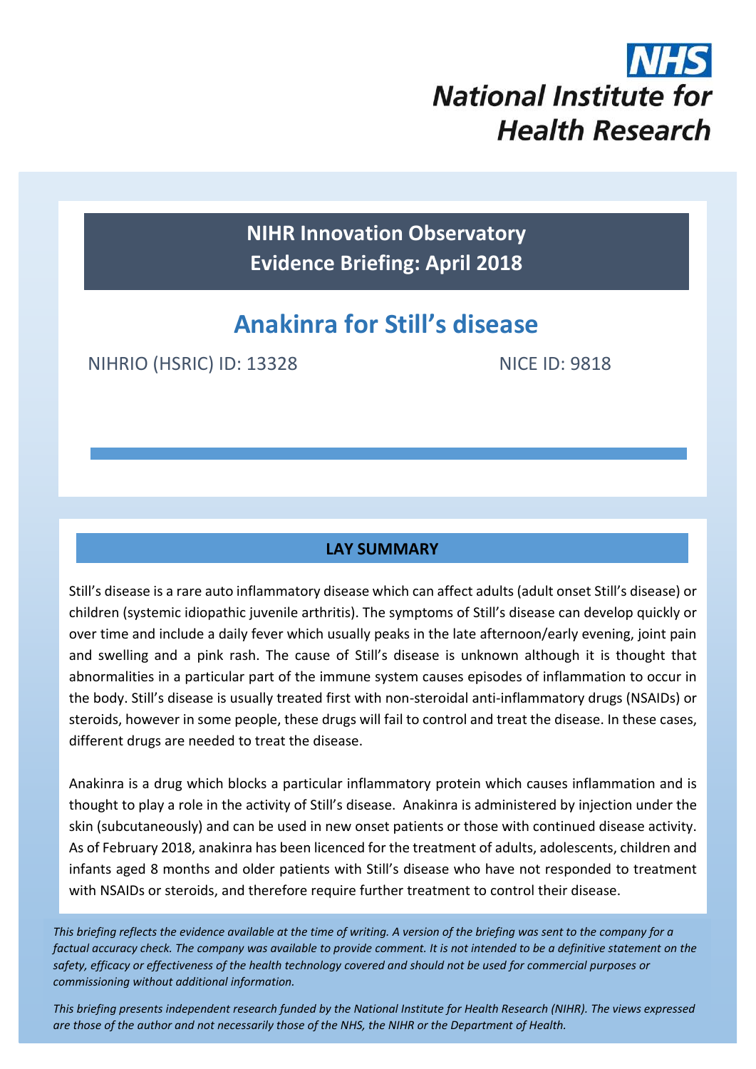NHS
National Institute for Health Research

**NIHR Innovation Observatory**
**Evidence Briefing: April 2018**

# Anakinra for Still's disease

NIHRIO (HSRIC) ID: 13328 NICE ID: 9818

## LAY SUMMARY

Still's disease is a rare auto inflammatory disease which can affect adults (adult onset Still's disease) or children (systemic idiopathic juvenile arthritis). The symptoms of Still's disease can develop quickly or over time and include a daily fever which usually peaks in the late afternoon/early evening, joint pain and swelling and a pink rash. The cause of Still's disease is unknown although it is thought that abnormalities in a particular part of the immune system causes episodes of inflammation to occur in the body. Still's disease is usually treated first with non-steroidal anti-inflammatory drugs (NSAIDs) or steroids, however in some people, these drugs will fail to control and treat the disease. In these cases, different drugs are needed to treat the disease.

Anakinra is a drug which blocks a particular inflammatory protein which causes inflammation and is thought to play a role in the activity of Still's disease. Anakinra is administered by injection under the skin (subcutaneously) and can be used in new onset patients or those with continued disease activity. As of February 2018, anakinra has been licenced for the treatment of adults, adolescents, children and infants aged 8 months and older patients with Still's disease who have not responded to treatment with NSAIDs or steroids, and therefore require further treatment to control their disease.

*This briefing reflects the evidence available at the time of writing. A version of the briefing was sent to the company for a factual accuracy check. The company was available to provide comment. It is not intended to be a definitive statement on the safety, efficacy or effectiveness of the health technology covered and should not be used for commercial purposes or commissioning without additional information.*

*This briefing presents independent research funded by the National Institute for Health Research (NIHR). The views expressed are those of the author and not necessarily those of the NHS, the NIHR or the Department of Health.*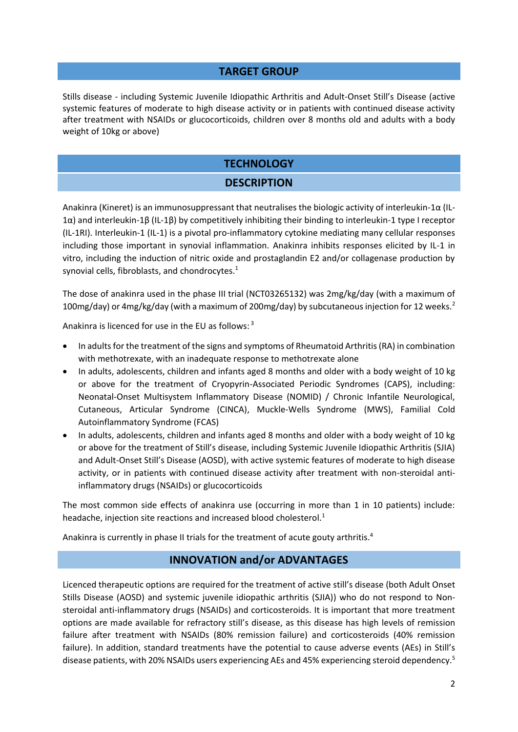## TARGET GROUP

Stills disease - including Systemic Juvenile Idiopathic Arthritis and Adult-Onset Still's Disease (active systemic features of moderate to high disease activity or in patients with continued disease activity after treatment with NSAIDs or glucocorticoids, children over 8 months old and adults with a body weight of 10kg or above)

## TECHNOLOGY

### DESCRIPTION

Anakinra (Kineret) is an immunosuppressant that neutralises the biologic activity of interleukin-1α (IL-1α) and interleukin-1β (IL-1β) by competitively inhibiting their binding to interleukin-1 type I receptor (IL-1RI). Interleukin-1 (IL-1) is a pivotal pro-inflammatory cytokine mediating many cellular responses including those important in synovial inflammation. Anakinra inhibits responses elicited by IL-1 in vitro, including the induction of nitric oxide and prostaglandin E2 and/or collagenase production by synovial cells, fibroblasts, and chondrocytes.[1]

The dose of anakinra used in the phase III trial (NCT03265132) was 2mg/kg/day (with a maximum of 100mg/day) or 4mg/kg/day (with a maximum of 200mg/day) by subcutaneous injection for 12 weeks.[2]

Anakinra is licenced for use in the EU as follows: [3]

- In adults for the treatment of the signs and symptoms of Rheumatoid Arthritis (RA) in combination with methotrexate, with an inadequate response to methotrexate alone
- In adults, adolescents, children and infants aged 8 months and older with a body weight of 10 kg or above for the treatment of Cryopyrin-Associated Periodic Syndromes (CAPS), including: Neonatal-Onset Multisystem Inflammatory Disease (NOMID) / Chronic Infantile Neurological, Cutaneous, Articular Syndrome (CINCA), Muckle-Wells Syndrome (MWS), Familial Cold Autoinflammatory Syndrome (FCAS)
- In adults, adolescents, children and infants aged 8 months and older with a body weight of 10 kg or above for the treatment of Still's disease, including Systemic Juvenile Idiopathic Arthritis (SJIA) and Adult-Onset Still's Disease (AOSD), with active systemic features of moderate to high disease activity, or in patients with continued disease activity after treatment with non-steroidal anti-inflammatory drugs (NSAIDs) or glucocorticoids

The most common side effects of anakinra use (occurring in more than 1 in 10 patients) include: headache, injection site reactions and increased blood cholesterol.[1]

Anakinra is currently in phase II trials for the treatment of acute gouty arthritis.[4]

## INNOVATION and/or ADVANTAGES

Licenced therapeutic options are required for the treatment of active still's disease (both Adult Onset Stills Disease (AOSD) and systemic juvenile idiopathic arthritis (SJIA)) who do not respond to Non-steroidal anti-inflammatory drugs (NSAIDs) and corticosteroids. It is important that more treatment options are made available for refractory still's disease, as this disease has high levels of remission failure after treatment with NSAIDs (80% remission failure) and corticosteroids (40% remission failure). In addition, standard treatments have the potential to cause adverse events (AEs) in Still's disease patients, with 20% NSAIDs users experiencing AEs and 45% experiencing steroid dependency.[5]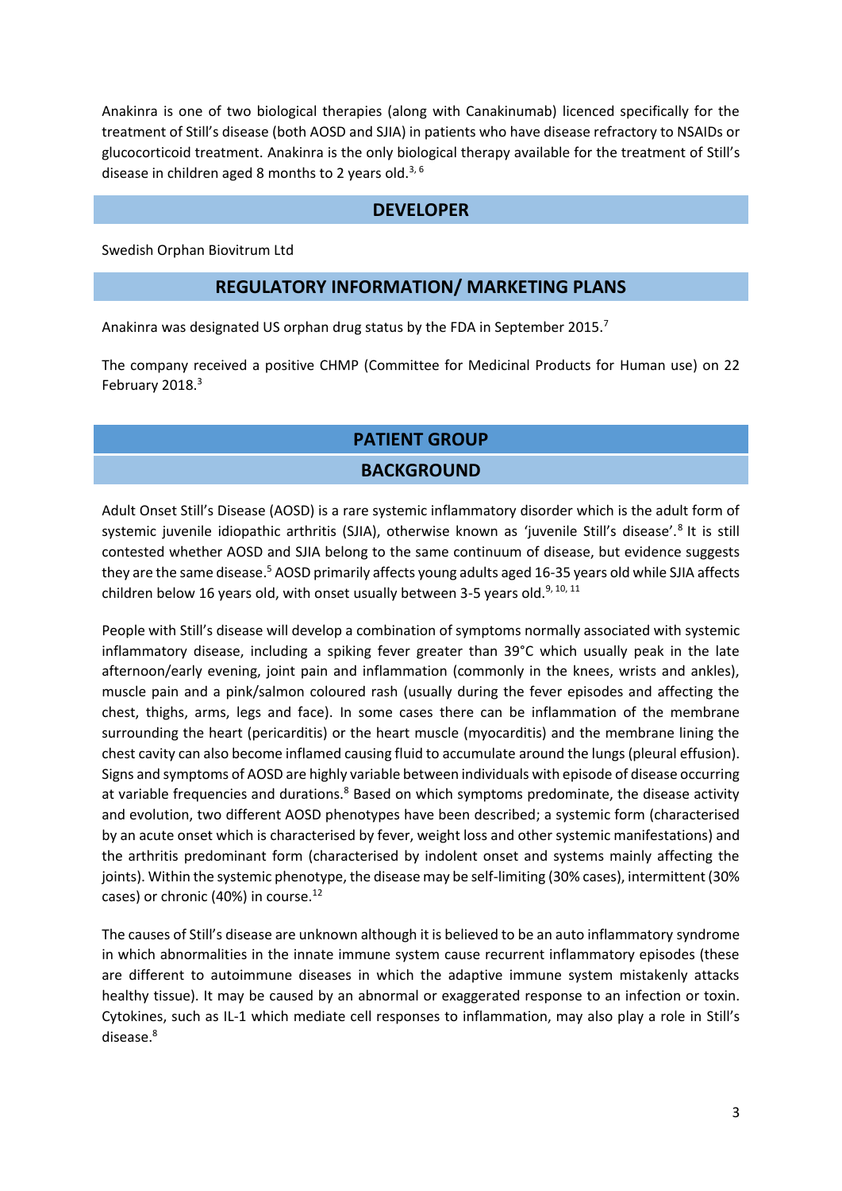Anakinra is one of two biological therapies (along with Canakinumab) licenced specifically for the treatment of Still's disease (both AOSD and SJIA) in patients who have disease refractory to NSAIDs or glucocorticoid treatment. Anakinra is the only biological therapy available for the treatment of Still's disease in children aged 8 months to 2 years old.[3, 6]

## DEVELOPER

Swedish Orphan Biovitrum Ltd

## REGULATORY INFORMATION/ MARKETING PLANS

Anakinra was designated US orphan drug status by the FDA in September 2015.[7]

The company received a positive CHMP (Committee for Medicinal Products for Human use) on 22 February 2018.[3]

## PATIENT GROUP

## BACKGROUND

Adult Onset Still's Disease (AOSD) is a rare systemic inflammatory disorder which is the adult form of systemic juvenile idiopathic arthritis (SJIA), otherwise known as 'juvenile Still's disease'.[8] It is still contested whether AOSD and SJIA belong to the same continuum of disease, but evidence suggests they are the same disease.[5] AOSD primarily affects young adults aged 16-35 years old while SJIA affects children below 16 years old, with onset usually between 3-5 years old.[9, 10, 11]

People with Still's disease will develop a combination of symptoms normally associated with systemic inflammatory disease, including a spiking fever greater than 39°C which usually peak in the late afternoon/early evening, joint pain and inflammation (commonly in the knees, wrists and ankles), muscle pain and a pink/salmon coloured rash (usually during the fever episodes and affecting the chest, thighs, arms, legs and face). In some cases there can be inflammation of the membrane surrounding the heart (pericarditis) or the heart muscle (myocarditis) and the membrane lining the chest cavity can also become inflamed causing fluid to accumulate around the lungs (pleural effusion). Signs and symptoms of AOSD are highly variable between individuals with episode of disease occurring at variable frequencies and durations.[8] Based on which symptoms predominate, the disease activity and evolution, two different AOSD phenotypes have been described; a systemic form (characterised by an acute onset which is characterised by fever, weight loss and other systemic manifestations) and the arthritis predominant form (characterised by indolent onset and systems mainly affecting the joints). Within the systemic phenotype, the disease may be self-limiting (30% cases), intermittent (30% cases) or chronic (40%) in course.[12]

The causes of Still's disease are unknown although it is believed to be an auto inflammatory syndrome in which abnormalities in the innate immune system cause recurrent inflammatory episodes (these are different to autoimmune diseases in which the adaptive immune system mistakenly attacks healthy tissue). It may be caused by an abnormal or exaggerated response to an infection or toxin. Cytokines, such as IL-1 which mediate cell responses to inflammation, may also play a role in Still's disease.[8]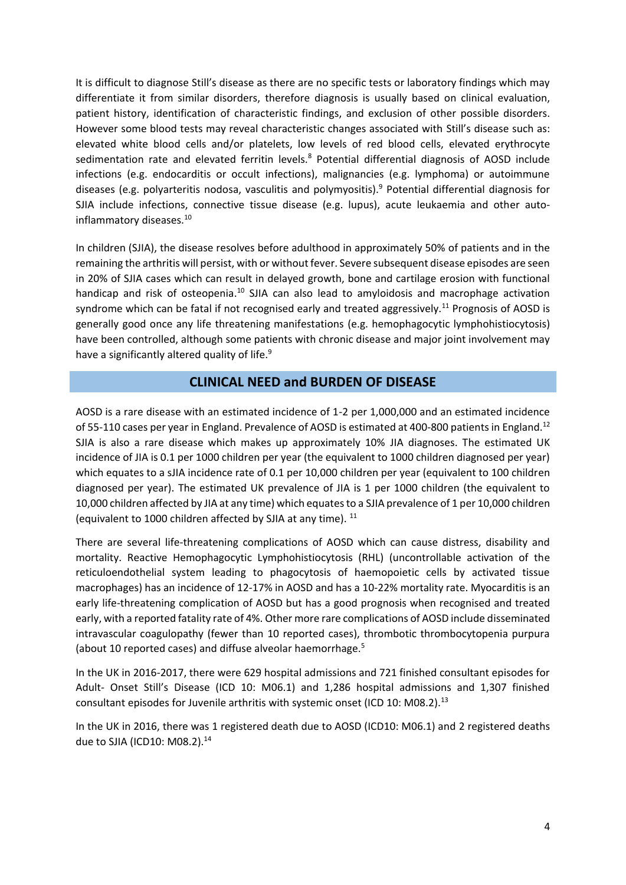It is difficult to diagnose Still's disease as there are no specific tests or laboratory findings which may differentiate it from similar disorders, therefore diagnosis is usually based on clinical evaluation, patient history, identification of characteristic findings, and exclusion of other possible disorders. However some blood tests may reveal characteristic changes associated with Still's disease such as: elevated white blood cells and/or platelets, low levels of red blood cells, elevated erythrocyte sedimentation rate and elevated ferritin levels.[8] Potential differential diagnosis of AOSD include infections (e.g. endocarditis or occult infections), malignancies (e.g. lymphoma) or autoimmune diseases (e.g. polyarteritis nodosa, vasculitis and polymyositis).[9] Potential differential diagnosis for SJIA include infections, connective tissue disease (e.g. lupus), acute leukaemia and other auto-inflammatory diseases.[10]

In children (SJIA), the disease resolves before adulthood in approximately 50% of patients and in the remaining the arthritis will persist, with or without fever. Severe subsequent disease episodes are seen in 20% of SJIA cases which can result in delayed growth, bone and cartilage erosion with functional handicap and risk of osteopenia.[10] SJIA can also lead to amyloidosis and macrophage activation syndrome which can be fatal if not recognised early and treated aggressively.[11] Prognosis of AOSD is generally good once any life threatening manifestations (e.g. hemophagocytic lymphohistiocytosis) have been controlled, although some patients with chronic disease and major joint involvement may have a significantly altered quality of life.[9]

## CLINICAL NEED and BURDEN OF DISEASE

AOSD is a rare disease with an estimated incidence of 1-2 per 1,000,000 and an estimated incidence of 55-110 cases per year in England. Prevalence of AOSD is estimated at 400-800 patients in England.[12] SJIA is also a rare disease which makes up approximately 10% JIA diagnoses. The estimated UK incidence of JIA is 0.1 per 1000 children per year (the equivalent to 1000 children diagnosed per year) which equates to a sJIA incidence rate of 0.1 per 10,000 children per year (equivalent to 100 children diagnosed per year). The estimated UK prevalence of JIA is 1 per 1000 children (the equivalent to 10,000 children affected by JIA at any time) which equates to a SJIA prevalence of 1 per 10,000 children (equivalent to 1000 children affected by SJIA at any time). [11]

There are several life-threatening complications of AOSD which can cause distress, disability and mortality. Reactive Hemophagocytic Lymphohistiocytosis (RHL) (uncontrollable activation of the reticuloendothelial system leading to phagocytosis of haemopoietic cells by activated tissue macrophages) has an incidence of 12-17% in AOSD and has a 10-22% mortality rate. Myocarditis is an early life-threatening complication of AOSD but has a good prognosis when recognised and treated early, with a reported fatality rate of 4%. Other more rare complications of AOSD include disseminated intravascular coagulopathy (fewer than 10 reported cases), thrombotic thrombocytopenia purpura (about 10 reported cases) and diffuse alveolar haemorrhage.[5]

In the UK in 2016-2017, there were 629 hospital admissions and 721 finished consultant episodes for Adult- Onset Still's Disease (ICD 10: M06.1) and 1,286 hospital admissions and 1,307 finished consultant episodes for Juvenile arthritis with systemic onset (ICD 10: M08.2).[13]

In the UK in 2016, there was 1 registered death due to AOSD (ICD10: M06.1) and 2 registered deaths due to SJIA (ICD10: M08.2).[14]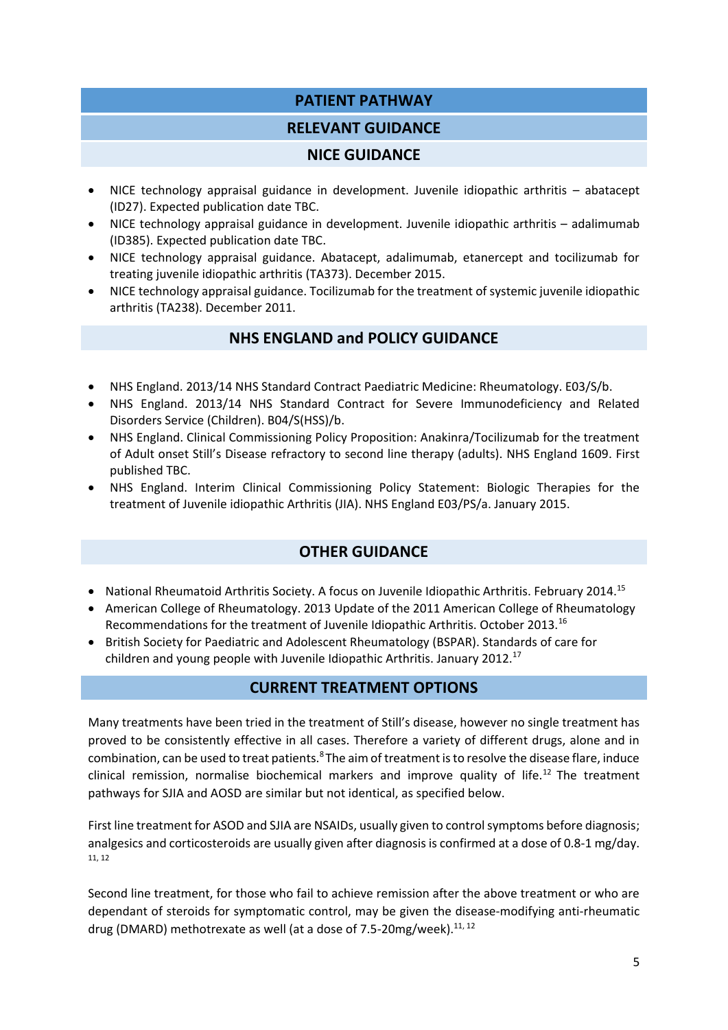# PATIENT PATHWAY

## RELEVANT GUIDANCE

### NICE GUIDANCE

- NICE technology appraisal guidance in development. Juvenile idiopathic arthritis – abatacept (ID27). Expected publication date TBC.
- NICE technology appraisal guidance in development. Juvenile idiopathic arthritis – adalimumab (ID385). Expected publication date TBC.
- NICE technology appraisal guidance. Abatacept, adalimumab, etanercept and tocilizumab for treating juvenile idiopathic arthritis (TA373). December 2015.
- NICE technology appraisal guidance. Tocilizumab for the treatment of systemic juvenile idiopathic arthritis (TA238). December 2011.

### NHS ENGLAND and POLICY GUIDANCE

- NHS England. 2013/14 NHS Standard Contract Paediatric Medicine: Rheumatology. E03/S/b.
- NHS England. 2013/14 NHS Standard Contract for Severe Immunodeficiency and Related Disorders Service (Children). B04/S(HSS)/b.
- NHS England. Clinical Commissioning Policy Proposition: Anakinra/Tocilizumab for the treatment of Adult onset Still's Disease refractory to second line therapy (adults). NHS England 1609. First published TBC.
- NHS England. Interim Clinical Commissioning Policy Statement: Biologic Therapies for the treatment of Juvenile idiopathic Arthritis (JIA). NHS England E03/PS/a. January 2015.

### OTHER GUIDANCE

- National Rheumatoid Arthritis Society. A focus on Juvenile Idiopathic Arthritis. February 2014.[15]
- American College of Rheumatology. 2013 Update of the 2011 American College of Rheumatology Recommendations for the treatment of Juvenile Idiopathic Arthritis. October 2013.[16]
- British Society for Paediatric and Adolescent Rheumatology (BSPAR). Standards of care for children and young people with Juvenile Idiopathic Arthritis. January 2012.[17]

## CURRENT TREATMENT OPTIONS

Many treatments have been tried in the treatment of Still's disease, however no single treatment has proved to be consistently effective in all cases. Therefore a variety of different drugs, alone and in combination, can be used to treat patients.[8] The aim of treatment is to resolve the disease flare, induce clinical remission, normalise biochemical markers and improve quality of life.[12] The treatment pathways for SJIA and AOSD are similar but not identical, as specified below.

First line treatment for ASOD and SJIA are NSAIDs, usually given to control symptoms before diagnosis; analgesics and corticosteroids are usually given after diagnosis is confirmed at a dose of 0.8-1 mg/day.[11, 12]

Second line treatment, for those who fail to achieve remission after the above treatment or who are dependant of steroids for symptomatic control, may be given the disease-modifying anti-rheumatic drug (DMARD) methotrexate as well (at a dose of 7.5-20mg/week).[11, 12]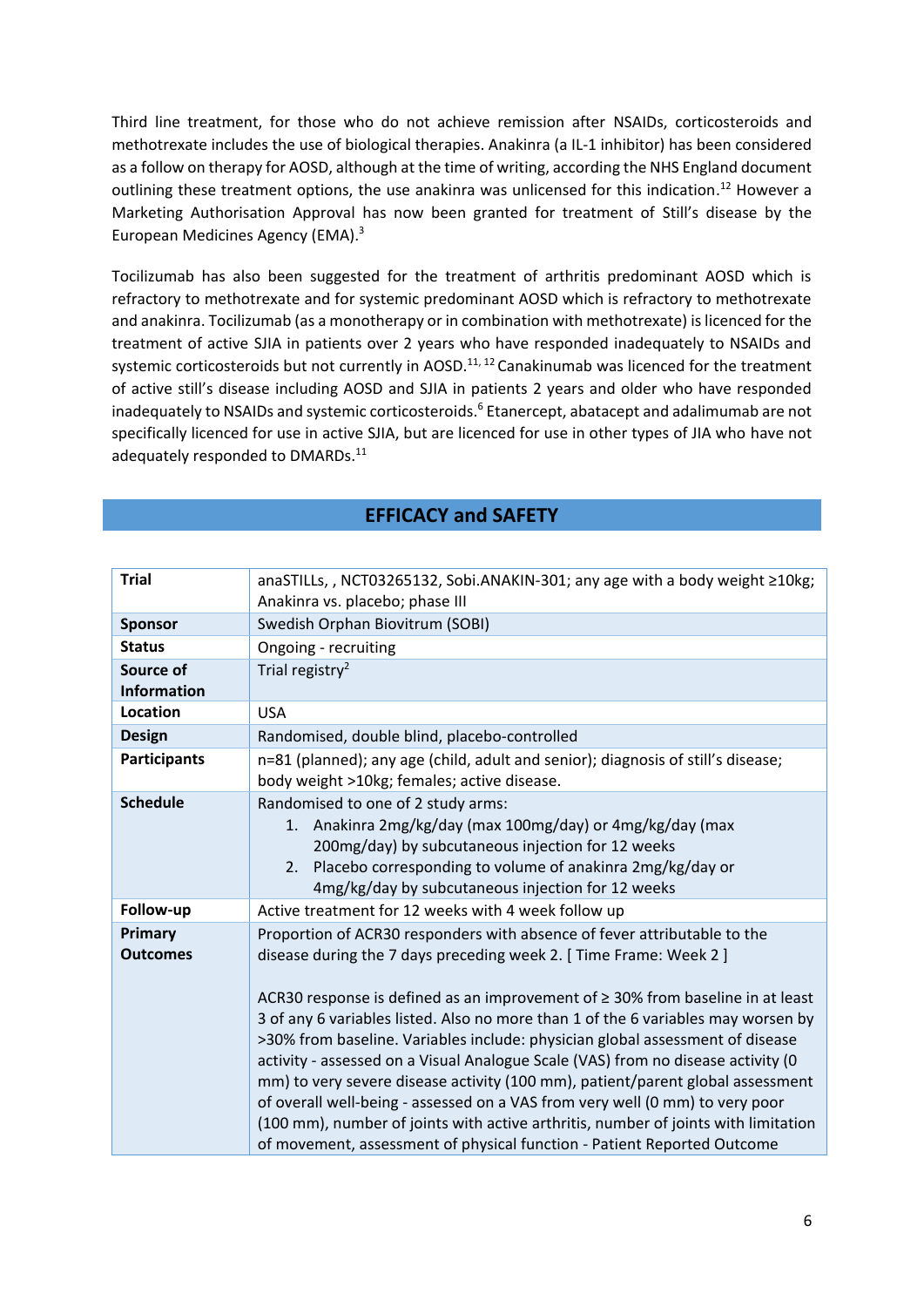Third line treatment, for those who do not achieve remission after NSAIDs, corticosteroids and methotrexate includes the use of biological therapies. Anakinra (a IL-1 inhibitor) has been considered as a follow on therapy for AOSD, although at the time of writing, according the NHS England document outlining these treatment options, the use anakinra was unlicensed for this indication.[12] However a Marketing Authorisation Approval has now been granted for treatment of Still's disease by the European Medicines Agency (EMA).[3]

Tocilizumab has also been suggested for the treatment of arthritis predominant AOSD which is refractory to methotrexate and for systemic predominant AOSD which is refractory to methotrexate and anakinra. Tocilizumab (as a monotherapy or in combination with methotrexate) is licenced for the treatment of active SJIA in patients over 2 years who have responded inadequately to NSAIDs and systemic corticosteroids but not currently in AOSD.[11, 12] Canakinumab was licenced for the treatment of active still's disease including AOSD and SJIA in patients 2 years and older who have responded inadequately to NSAIDs and systemic corticosteroids.[6] Etanercept, abatacept and adalimumab are not specifically licenced for use in active SJIA, but are licenced for use in other types of JIA who have not adequately responded to DMARDs.[11]

## EFFICACY and SAFETY

| **Trial** | anaSTILLs, , NCT03265132, Sobi.ANAKIN-301; any age with a body weight ≥10kg; Anakinra vs. placebo; phase III |
|---|---|
| **Sponsor** | Swedish Orphan Biovitrum (SOBI) |
| **Status** | Ongoing - recruiting |
| **Source of Information** | Trial registry[2] |
| **Location** | USA |
| **Design** | Randomised, double blind, placebo-controlled |
| **Participants** | n=81 (planned); any age (child, adult and senior); diagnosis of still's disease; body weight >10kg; females; active disease. |
| **Schedule** | Randomised to one of 2 study arms:<br>1. Anakinra 2mg/kg/day (max 100mg/day) or 4mg/kg/day (max 200mg/day) by subcutaneous injection for 12 weeks<br>2. Placebo corresponding to volume of anakinra 2mg/kg/day or 4mg/kg/day by subcutaneous injection for 12 weeks |
| **Follow-up** | Active treatment for 12 weeks with 4 week follow up |
| **Primary Outcomes** | Proportion of ACR30 responders with absence of fever attributable to the disease during the 7 days preceding week 2. [ Time Frame: Week 2 ]<br><br>ACR30 response is defined as an improvement of ≥ 30% from baseline in at least 3 of any 6 variables listed. Also no more than 1 of the 6 variables may worsen by >30% from baseline. Variables include: physician global assessment of disease activity - assessed on a Visual Analogue Scale (VAS) from no disease activity (0 mm) to very severe disease activity (100 mm), patient/parent global assessment of overall well-being - assessed on a VAS from very well (0 mm) to very poor (100 mm), number of joints with active arthritis, number of joints with limitation of movement, assessment of physical function - Patient Reported Outcome |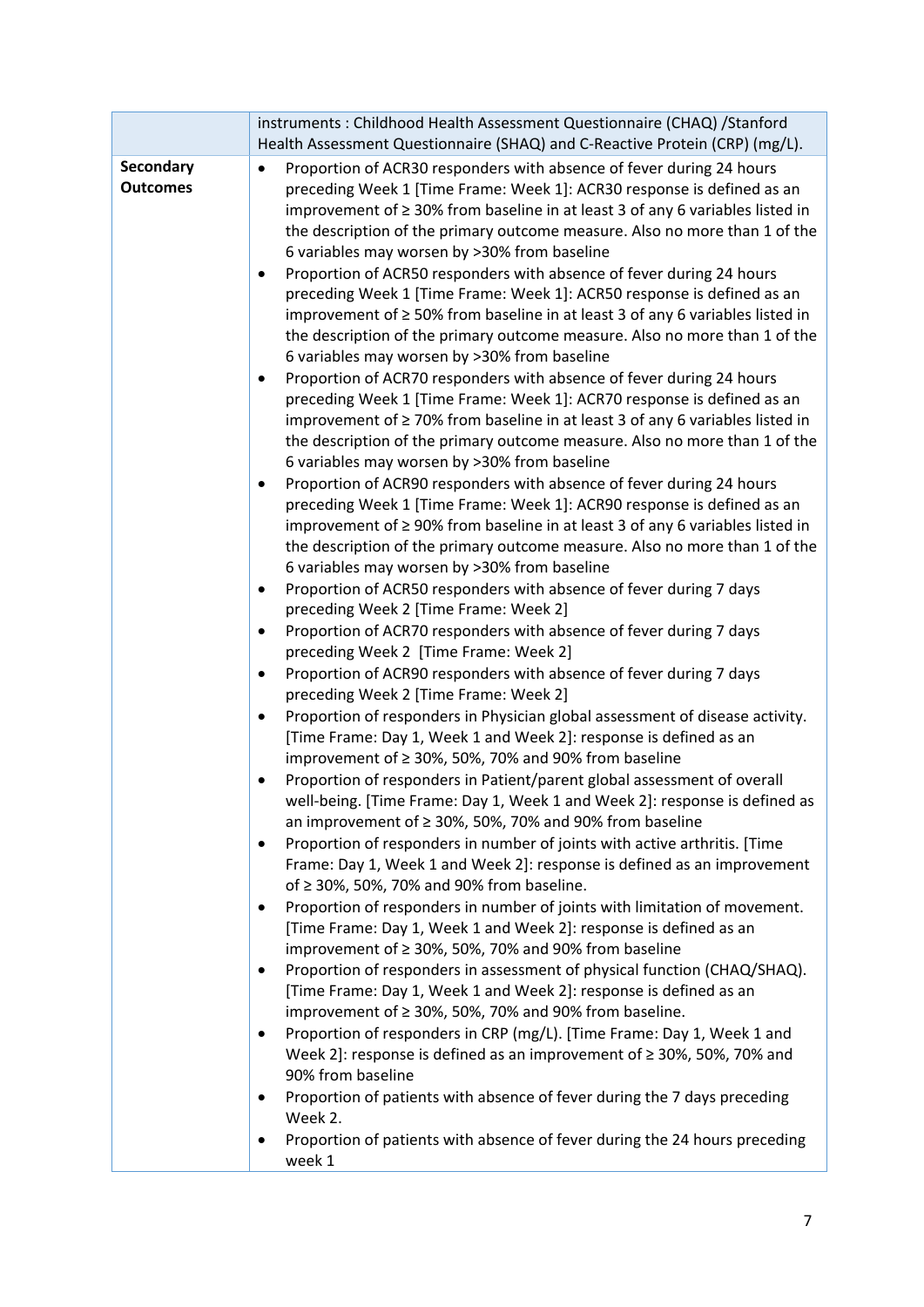| | |
|---|---|
| | instruments : Childhood Health Assessment Questionnaire (CHAQ) /Stanford Health Assessment Questionnaire (SHAQ) and C-Reactive Protein (CRP) (mg/L). |
| **Secondary Outcomes** | • Proportion of ACR30 responders with absence of fever during 24 hours preceding Week 1 [Time Frame: Week 1]: ACR30 response is defined as an improvement of ≥ 30% from baseline in at least 3 of any 6 variables listed in the description of the primary outcome measure. Also no more than 1 of the 6 variables may worsen by >30% from baseline<br>• Proportion of ACR50 responders with absence of fever during 24 hours preceding Week 1 [Time Frame: Week 1]: ACR50 response is defined as an improvement of ≥ 50% from baseline in at least 3 of any 6 variables listed in the description of the primary outcome measure. Also no more than 1 of the 6 variables may worsen by >30% from baseline<br>• Proportion of ACR70 responders with absence of fever during 24 hours preceding Week 1 [Time Frame: Week 1]: ACR70 response is defined as an improvement of ≥ 70% from baseline in at least 3 of any 6 variables listed in the description of the primary outcome measure. Also no more than 1 of the 6 variables may worsen by >30% from baseline<br>• Proportion of ACR90 responders with absence of fever during 24 hours preceding Week 1 [Time Frame: Week 1]: ACR90 response is defined as an improvement of ≥ 90% from baseline in at least 3 of any 6 variables listed in the description of the primary outcome measure. Also no more than 1 of the 6 variables may worsen by >30% from baseline<br>• Proportion of ACR50 responders with absence of fever during 7 days preceding Week 2 [Time Frame: Week 2]<br>• Proportion of ACR70 responders with absence of fever during 7 days preceding Week 2 [Time Frame: Week 2]<br>• Proportion of ACR90 responders with absence of fever during 7 days preceding Week 2 [Time Frame: Week 2]<br>• Proportion of responders in Physician global assessment of disease activity. [Time Frame: Day 1, Week 1 and Week 2]: response is defined as an improvement of ≥ 30%, 50%, 70% and 90% from baseline<br>• Proportion of responders in Patient/parent global assessment of overall well-being. [Time Frame: Day 1, Week 1 and Week 2]: response is defined as an improvement of ≥ 30%, 50%, 70% and 90% from baseline<br>• Proportion of responders in number of joints with active arthritis. [Time Frame: Day 1, Week 1 and Week 2]: response is defined as an improvement of ≥ 30%, 50%, 70% and 90% from baseline.<br>• Proportion of responders in number of joints with limitation of movement. [Time Frame: Day 1, Week 1 and Week 2]: response is defined as an improvement of ≥ 30%, 50%, 70% and 90% from baseline<br>• Proportion of responders in assessment of physical function (CHAQ/SHAQ). [Time Frame: Day 1, Week 1 and Week 2]: response is defined as an improvement of ≥ 30%, 50%, 70% and 90% from baseline.<br>• Proportion of responders in CRP (mg/L). [Time Frame: Day 1, Week 1 and Week 2]: response is defined as an improvement of ≥ 30%, 50%, 70% and 90% from baseline<br>• Proportion of patients with absence of fever during the 7 days preceding Week 2.<br>• Proportion of patients with absence of fever during the 24 hours preceding week 1 |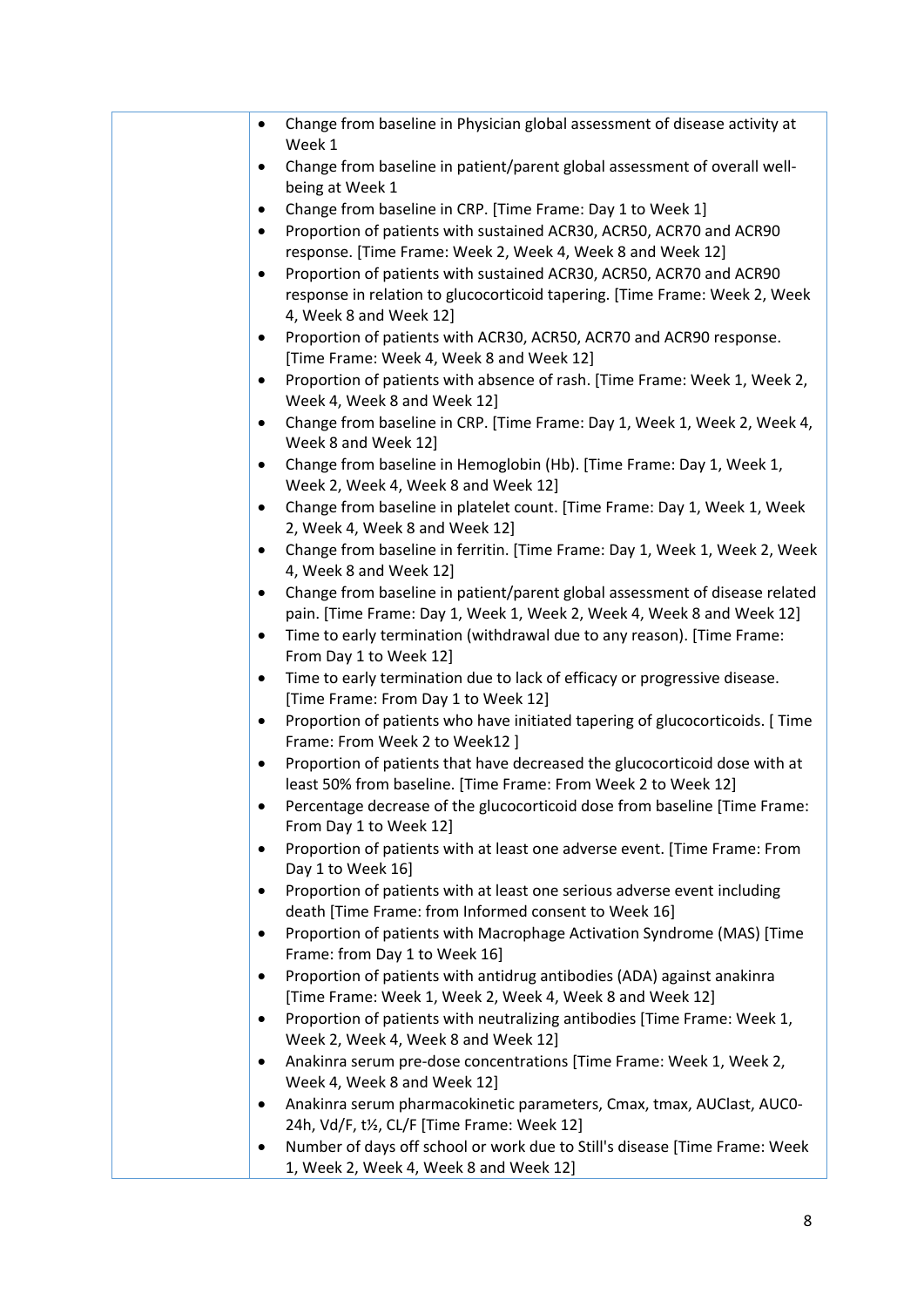| | |
|---|---|
| | • Change from baseline in Physician global assessment of disease activity at Week 1<br>• Change from baseline in patient/parent global assessment of overall well-being at Week 1<br>• Change from baseline in CRP. [Time Frame: Day 1 to Week 1]<br>• Proportion of patients with sustained ACR30, ACR50, ACR70 and ACR90 response. [Time Frame: Week 2, Week 4, Week 8 and Week 12]<br>• Proportion of patients with sustained ACR30, ACR50, ACR70 and ACR90 response in relation to glucocorticoid tapering. [Time Frame: Week 2, Week 4, Week 8 and Week 12]<br>• Proportion of patients with ACR30, ACR50, ACR70 and ACR90 response. [Time Frame: Week 4, Week 8 and Week 12]<br>• Proportion of patients with absence of rash. [Time Frame: Week 1, Week 2, Week 4, Week 8 and Week 12]<br>• Change from baseline in CRP. [Time Frame: Day 1, Week 1, Week 2, Week 4, Week 8 and Week 12]<br>• Change from baseline in Hemoglobin (Hb). [Time Frame: Day 1, Week 1, Week 2, Week 4, Week 8 and Week 12]<br>• Change from baseline in platelet count. [Time Frame: Day 1, Week 1, Week 2, Week 4, Week 8 and Week 12]<br>• Change from baseline in ferritin. [Time Frame: Day 1, Week 1, Week 2, Week 4, Week 8 and Week 12]<br>• Change from baseline in patient/parent global assessment of disease related pain. [Time Frame: Day 1, Week 1, Week 2, Week 4, Week 8 and Week 12]<br>• Time to early termination (withdrawal due to any reason). [Time Frame: From Day 1 to Week 12]<br>• Time to early termination due to lack of efficacy or progressive disease. [Time Frame: From Day 1 to Week 12]<br>• Proportion of patients who have initiated tapering of glucocorticoids. [ Time Frame: From Week 2 to Week12 ]<br>• Proportion of patients that have decreased the glucocorticoid dose with at least 50% from baseline. [Time Frame: From Week 2 to Week 12]<br>• Percentage decrease of the glucocorticoid dose from baseline [Time Frame: From Day 1 to Week 12]<br>• Proportion of patients with at least one adverse event. [Time Frame: From Day 1 to Week 16]<br>• Proportion of patients with at least one serious adverse event including death [Time Frame: from Informed consent to Week 16]<br>• Proportion of patients with Macrophage Activation Syndrome (MAS) [Time Frame: from Day 1 to Week 16]<br>• Proportion of patients with antidrug antibodies (ADA) against anakinra [Time Frame: Week 1, Week 2, Week 4, Week 8 and Week 12]<br>• Proportion of patients with neutralizing antibodies [Time Frame: Week 1, Week 2, Week 4, Week 8 and Week 12]<br>• Anakinra serum pre-dose concentrations [Time Frame: Week 1, Week 2, Week 4, Week 8 and Week 12]<br>• Anakinra serum pharmacokinetic parameters, $C_{max}$, $t_{max}$, $AUC_{last}$, $AUC_{0\text{-}24h}$, $V_d/F$, $t_{½}$, $CL/F$ [Time Frame: Week 12]<br>• Number of days off school or work due to Still's disease [Time Frame: Week 1, Week 2, Week 4, Week 8 and Week 12] |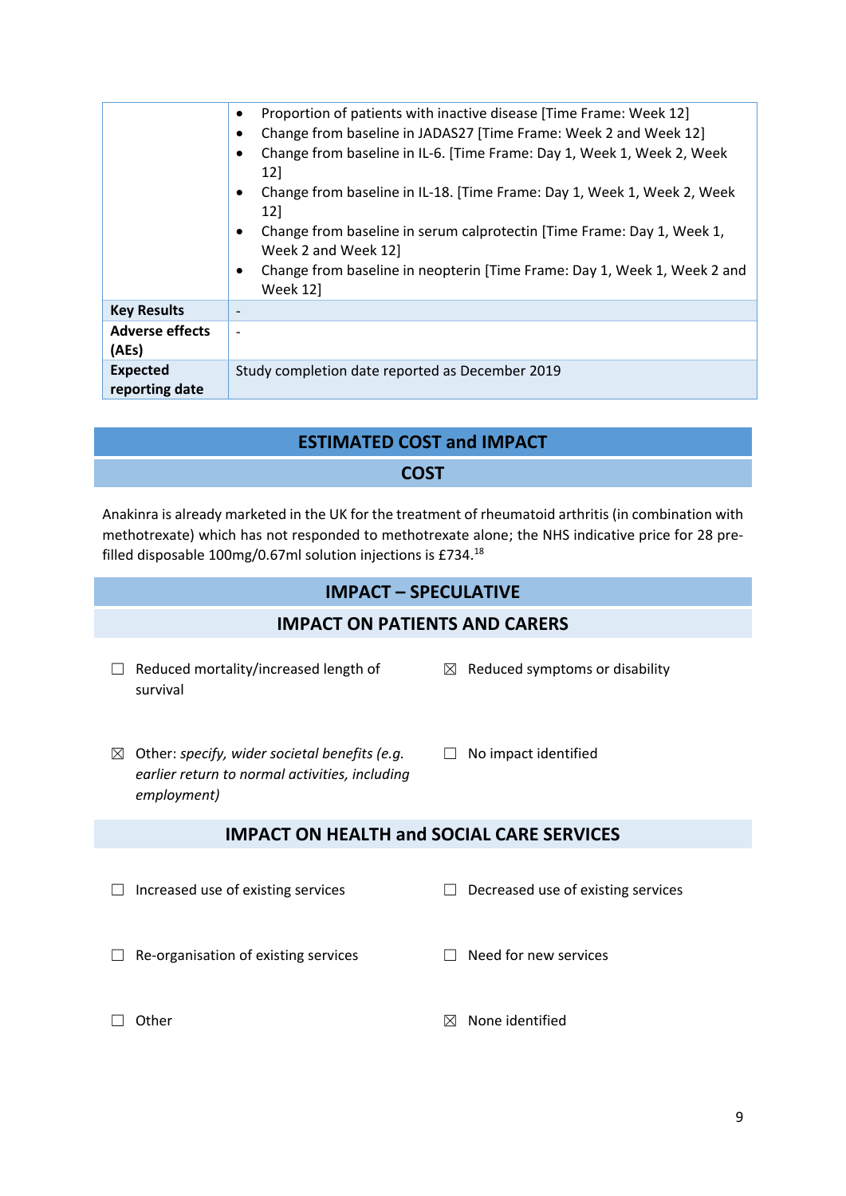| | |
|---|---|
| | • Proportion of patients with inactive disease [Time Frame: Week 12]<br>• Change from baseline in JADAS27 [Time Frame: Week 2 and Week 12]<br>• Change from baseline in IL-6. [Time Frame: Day 1, Week 1, Week 2, Week 12]<br>• Change from baseline in IL-18. [Time Frame: Day 1, Week 1, Week 2, Week 12]<br>• Change from baseline in serum calprotectin [Time Frame: Day 1, Week 1, Week 2 and Week 12]<br>• Change from baseline in neopterin [Time Frame: Day 1, Week 1, Week 2 and Week 12] |
| **Key Results** | - |
| **Adverse effects (AEs)** | - |
| **Expected reporting date** | Study completion date reported as December 2019 |

## ESTIMATED COST and IMPACT

### COST

Anakinra is already marketed in the UK for the treatment of rheumatoid arthritis (in combination with methotrexate) which has not responded to methotrexate alone; the NHS indicative price for 28 pre-filled disposable 100mg/0.67ml solution injections is £734.[18]

## IMPACT – SPECULATIVE

### IMPACT ON PATIENTS AND CARERS

☐ Reduced mortality/increased length of survival

☒ Reduced symptoms or disability

☒ Other: *specify, wider societal benefits (e.g. earlier return to normal activities, including employment)*

☐ No impact identified

### IMPACT ON HEALTH and SOCIAL CARE SERVICES

☐ Increased use of existing services

☐ Decreased use of existing services

☐ Re-organisation of existing services

☐ Need for new services

☐ Other

☒ None identified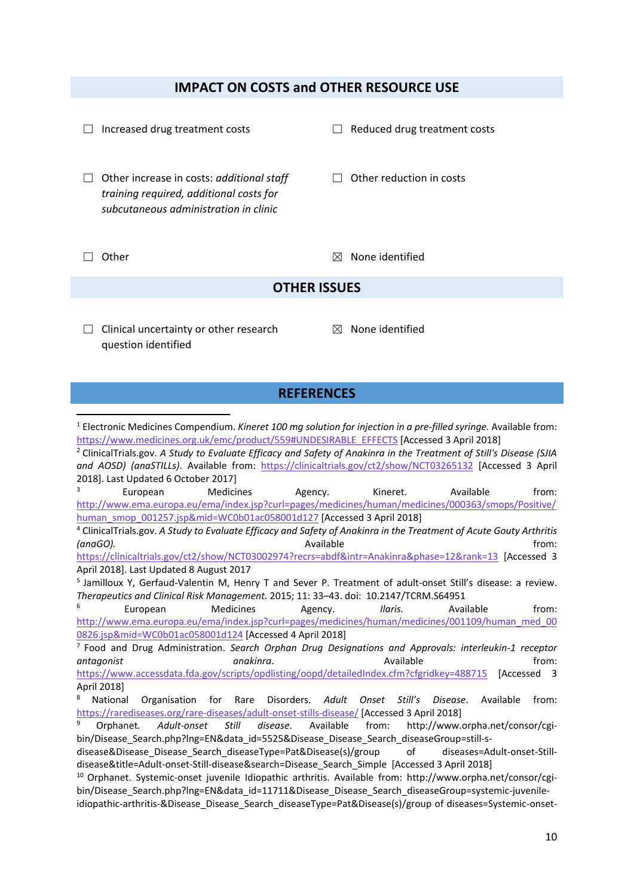## IMPACT ON COSTS and OTHER RESOURCE USE

☐ Increased drug treatment costs

☐ Reduced drug treatment costs

☐ Other increase in costs: *additional staff training required, additional costs for subcutaneous administration in clinic*

☐ Other reduction in costs

☐ Other

☒ None identified

## OTHER ISSUES

☐ Clinical uncertainty or other research question identified

☒ None identified

## REFERENCES

[1] Electronic Medicines Compendium. *Kineret 100 mg solution for injection in a pre-filled syringe.* Available from: https://www.medicines.org.uk/emc/product/559#UNDESIRABLE_EFFECTS [Accessed 3 April 2018]

[2] ClinicalTrials.gov. *A Study to Evaluate Efficacy and Safety of Anakinra in the Treatment of Still's Disease (SJIA and AOSD) (anaSTILLs)*. Available from: https://clinicaltrials.gov/ct2/show/NCT03265132 [Accessed 3 April 2018]. Last Updated 6 October 2017]

[3] European Medicines Agency. Kineret. Available from: http://www.ema.europa.eu/ema/index.jsp?curl=pages/medicines/human/medicines/000363/smops/Positive/human_smop_001257.jsp&mid=WC0b01ac058001d127 [Accessed 3 April 2018]

[4] ClinicalTrials.gov. *A Study to Evaluate Efficacy and Safety of Anakinra in the Treatment of Acute Gouty Arthritis (anaGO).* Available from: https://clinicaltrials.gov/ct2/show/NCT03002974?recrs=abdf&intr=Anakinra&phase=12&rank=13 [Accessed 3 April 2018]. Last Updated 8 August 2017

[5] Jamilloux Y, Gerfaud-Valentin M, Henry T and Sever P. Treatment of adult-onset Still's disease: a review. *Therapeutics and Clinical Risk Management.* 2015; 11: 33–43. doi: 10.2147/TCRM.S64951

[6] European Medicines Agency. *Ilaris.* Available from: http://www.ema.europa.eu/ema/index.jsp?curl=pages/medicines/human/medicines/001109/human_med_000826.jsp&mid=WC0b01ac058001d124 [Accessed 4 April 2018]

[7] Food and Drug Administration. *Search Orphan Drug Designations and Approvals: interleukin-1 receptor antagonist anakinra*. Available from: https://www.accessdata.fda.gov/scripts/opdlisting/oopd/detailedIndex.cfm?cfgridkey=488715 [Accessed 3 April 2018]

[8] National Organisation for Rare Disorders. *Adult Onset Still's Disease*. Available from: https://rarediseases.org/rare-diseases/adult-onset-stills-disease/ [Accessed 3 April 2018]

[9] Orphanet. *Adult-onset Still disease*. Available from: http://www.orpha.net/consor/cgi-bin/Disease_Search.php?lng=EN&data_id=5525&Disease_Disease_Search_diseaseGroup=still-s-disease&Disease_Disease_Search_diseaseType=Pat&Disease(s)/group of diseases=Adult-onset-Still-disease&title=Adult-onset-Still-disease&search=Disease_Search_Simple [Accessed 3 April 2018]

[10] Orphanet. Systemic-onset juvenile Idiopathic arthritis. Available from: http://www.orpha.net/consor/cgi-bin/Disease_Search.php?lng=EN&data_id=11711&Disease_Disease_Search_diseaseGroup=systemic-juvenile-idiopathic-arthritis-&Disease_Disease_Search_diseaseType=Pat&Disease(s)/group of diseases=Systemic-onset-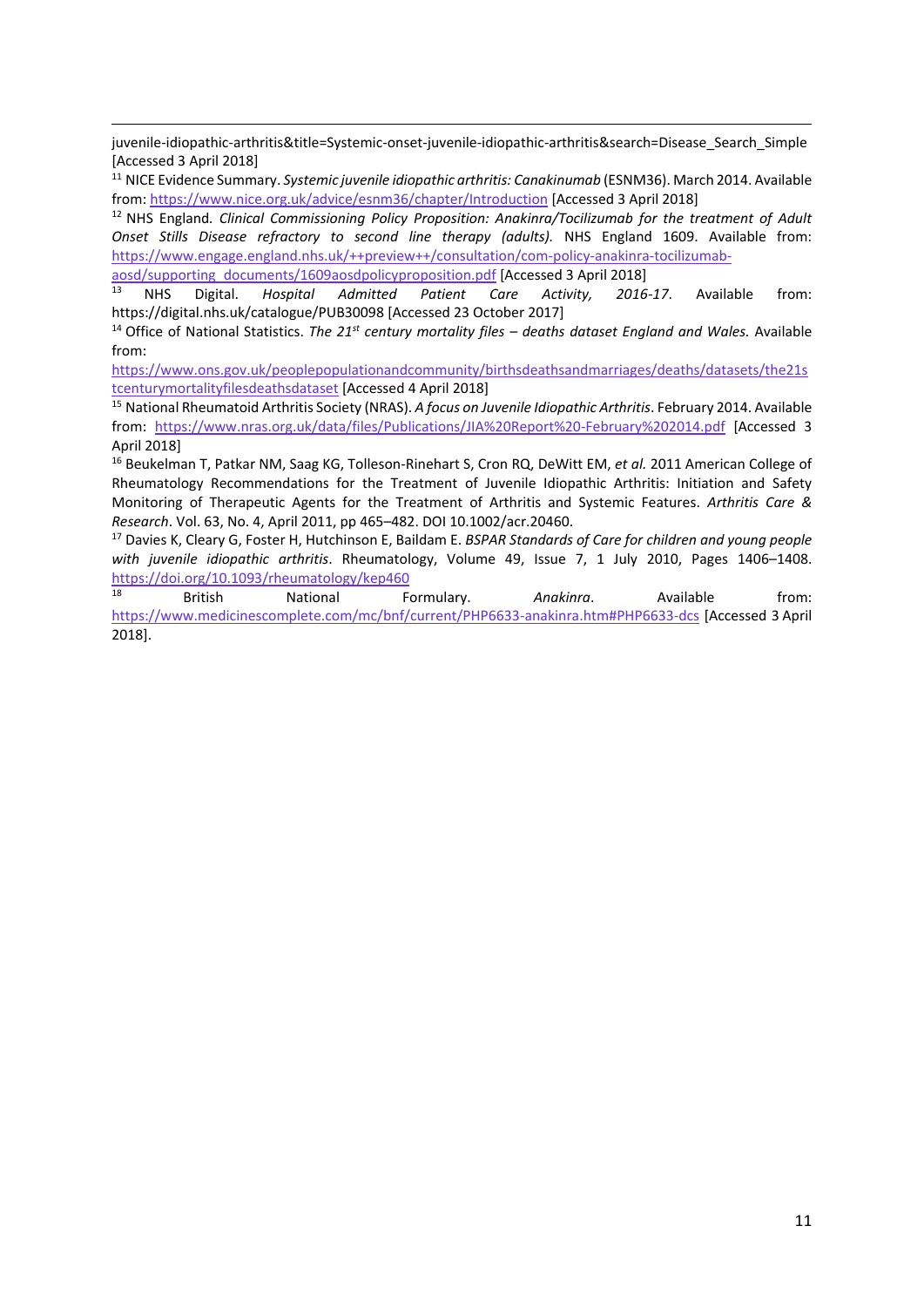juvenile-idiopathic-arthritis&title=Systemic-onset-juvenile-idiopathic-arthritis&search=Disease_Search_Simple [Accessed 3 April 2018]

[11] NICE Evidence Summary. *Systemic juvenile idiopathic arthritis: Canakinumab* (ESNM36). March 2014. Available from: https://www.nice.org.uk/advice/esnm36/chapter/Introduction [Accessed 3 April 2018]

[12] NHS England. *Clinical Commissioning Policy Proposition: Anakinra/Tocilizumab for the treatment of Adult Onset Stills Disease refractory to second line therapy (adults).* NHS England 1609. Available from: https://www.engage.england.nhs.uk/++preview++/consultation/com-policy-anakinra-tocilizumab-aosd/supporting_documents/1609aosdpolicyproposition.pdf [Accessed 3 April 2018]

[13] NHS Digital. *Hospital Admitted Patient Care Activity, 2016-17*. Available from: https://digital.nhs.uk/catalogue/PUB30098 [Accessed 23 October 2017]

[14] Office of National Statistics. *The 21st century mortality files – deaths dataset England and Wales.* Available from: https://www.ons.gov.uk/peoplepopulationandcommunity/birthsdeathsandmarriages/deaths/datasets/the21stcenturymortalityfilesdeathsdataset [Accessed 4 April 2018]

[15] National Rheumatoid Arthritis Society (NRAS). *A focus on Juvenile Idiopathic Arthritis*. February 2014. Available from: https://www.nras.org.uk/data/files/Publications/JIA%20Report%20-February%202014.pdf [Accessed 3 April 2018]

[16] Beukelman T, Patkar NM, Saag KG, Tolleson-Rinehart S, Cron RQ, DeWitt EM, *et al.* 2011 American College of Rheumatology Recommendations for the Treatment of Juvenile Idiopathic Arthritis: Initiation and Safety Monitoring of Therapeutic Agents for the Treatment of Arthritis and Systemic Features. *Arthritis Care & Research*. Vol. 63, No. 4, April 2011, pp 465–482. DOI 10.1002/acr.20460.

[17] Davies K, Cleary G, Foster H, Hutchinson E, Baildam E. *BSPAR Standards of Care for children and young people with juvenile idiopathic arthritis*. Rheumatology, Volume 49, Issue 7, 1 July 2010, Pages 1406–1408. https://doi.org/10.1093/rheumatology/kep460

[18] British National Formulary. *Anakinra*. Available from: https://www.medicinescomplete.com/mc/bnf/current/PHP6633-anakinra.htm#PHP6633-dcs [Accessed 3 April 2018].